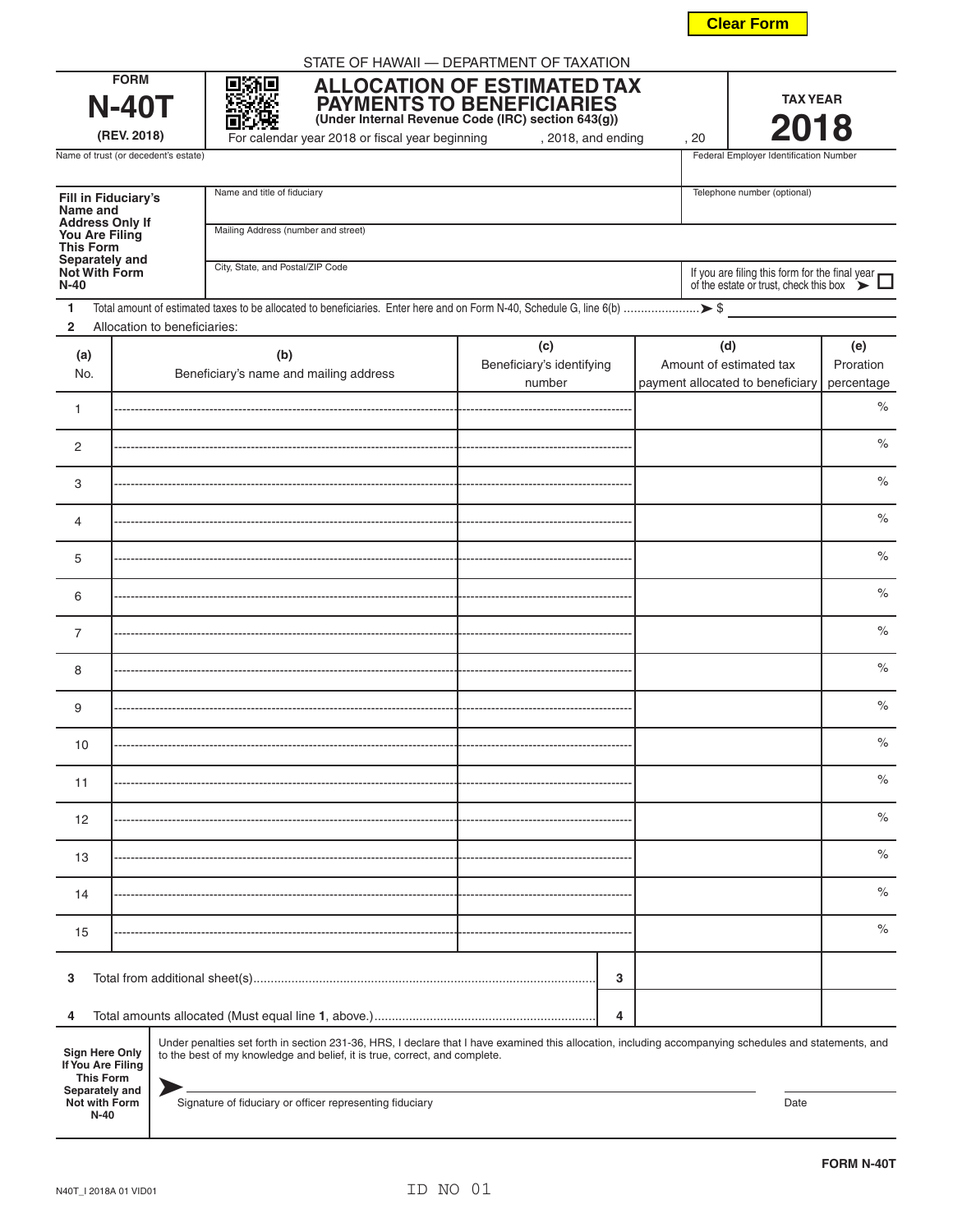Clear Form

STATE OF HAWAII — DEPARTMENT OF TAXATION

**FORM N-40T (REV. 2018)**

# ALLOCATION OF ESTIMATED TAX PAYMENTS TO BENEFICIARIES

**(Under Internal Revenue Code (IRC) section 643(g))**

For calendar year 2018 or fiscal year beginning , 2018, and ending , 20

**TAX YEAR 2018**

Name of trust (or decedent's estate)

Federal Employer Identification Number

**Fill in Fiduciary's Name and Address Only If You Are Filing This Form Separately and Not With Form N-40**

Name and title of fiduciary

Telephone number (optional)

Mailing Address (number and street)

City, State, and Postal/ZIP Code

If you are filing this form for the final year of the estate or trust, check this box ➤ ☐

1 Total amount of estimated taxes to be allocated to beneficiaries. Enter here and on Form N-40, Schedule G, line 6(b) ➤ $

2 Allocation to beneficiaries:

| (a) No. | (b) Beneficiary's name and mailing address | (c) Beneficiary's identifying number | (d) Amount of estimated tax payment allocated to beneficiary | (e) Proration percentage |
|---|---|---|---|---|
| 1 | | | | % |
| 2 | | | | % |
| 3 | | | | % |
| 4 | | | | % |
| 5 | | | | % |
| 6 | | | | % |
| 7 | | | | % |
| 8 | | | | % |
| 9 | | | | % |
| 10 | | | | % |
| 11 | | | | % |
| 12 | | | | % |
| 13 | | | | % |
| 14 | | | | % |
| 15 | | | | % |

| | | | |
|---|---|---|---|
| 3 Total from additional sheet(s) | 3 | | |
| 4 Total amounts allocated (Must equal line 1, above.) | 4 | | |

**Sign Here Only If You Are Filing This Form Separately and Not with Form N-40**

Under penalties set forth in section 231-36, HRS, I declare that I have examined this allocation, including accompanying schedules and statements, and to the best of my knowledge and belief, it is true, correct, and complete.

➤ Signature of fiduciary or officer representing fiduciary                Date

**FORM N-40T**

N40T_I 2018A 01 VID01

ID NO 01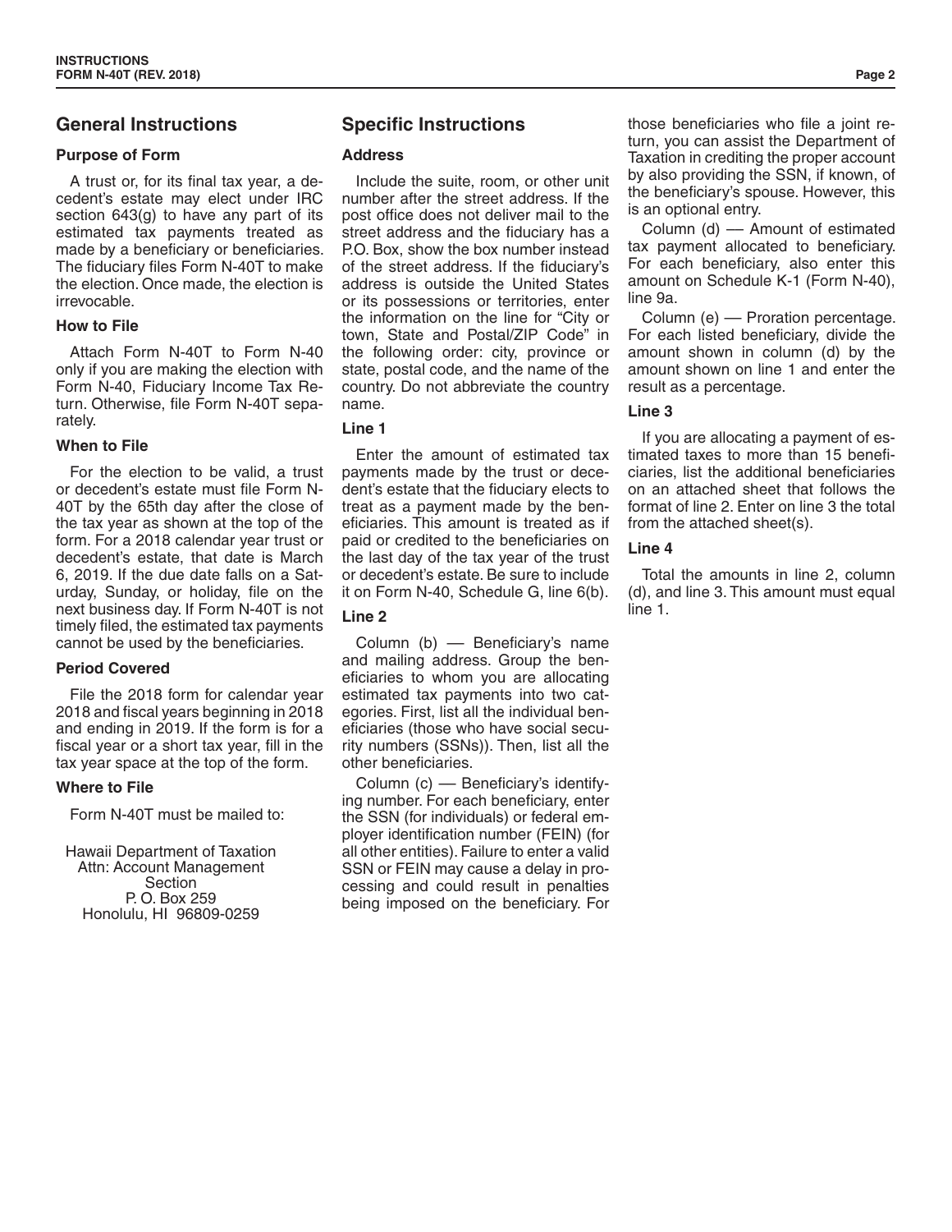## General Instructions

### Purpose of Form

A trust or, for its final tax year, a decedent's estate may elect under IRC section 643(g) to have any part of its estimated tax payments treated as made by a beneficiary or beneficiaries. The fiduciary files Form N-40T to make the election. Once made, the election is irrevocable.

### How to File

Attach Form N-40T to Form N-40 only if you are making the election with Form N-40, Fiduciary Income Tax Return. Otherwise, file Form N-40T separately.

### When to File

For the election to be valid, a trust or decedent's estate must file Form N-40T by the 65th day after the close of the tax year as shown at the top of the form. For a 2018 calendar year trust or decedent's estate, that date is March 6, 2019. If the due date falls on a Saturday, Sunday, or holiday, file on the next business day. If Form N-40T is not timely filed, the estimated tax payments cannot be used by the beneficiaries.

### Period Covered

File the 2018 form for calendar year 2018 and fiscal years beginning in 2018 and ending in 2019. If the form is for a fiscal year or a short tax year, fill in the tax year space at the top of the form.

### Where to File

Form N-40T must be mailed to:

Hawaii Department of Taxation
Attn: Account Management Section
P. O. Box 259
Honolulu, HI 96809-0259

## Specific Instructions

### Address

Include the suite, room, or other unit number after the street address. If the post office does not deliver mail to the street address and the fiduciary has a P.O. Box, show the box number instead of the street address. If the fiduciary's address is outside the United States or its possessions or territories, enter the information on the line for "City or town, State and Postal/ZIP Code" in the following order: city, province or state, postal code, and the name of the country. Do not abbreviate the country name.

### Line 1

Enter the amount of estimated tax payments made by the trust or decedent's estate that the fiduciary elects to treat as a payment made by the beneficiaries. This amount is treated as if paid or credited to the beneficiaries on the last day of the tax year of the trust or decedent's estate. Be sure to include it on Form N-40, Schedule G, line 6(b).

### Line 2

Column (b) — Beneficiary's name and mailing address. Group the beneficiaries to whom you are allocating estimated tax payments into two categories. First, list all the individual beneficiaries (those who have social security numbers (SSNs)). Then, list all the other beneficiaries.

Column (c) — Beneficiary's identifying number. For each beneficiary, enter the SSN (for individuals) or federal employer identification number (FEIN) (for all other entities). Failure to enter a valid SSN or FEIN may cause a delay in processing and could result in penalties being imposed on the beneficiary. For those beneficiaries who file a joint return, you can assist the Department of Taxation in crediting the proper account by also providing the SSN, if known, of the beneficiary's spouse. However, this is an optional entry.

Column (d) — Amount of estimated tax payment allocated to beneficiary. For each beneficiary, also enter this amount on Schedule K-1 (Form N-40), line 9a.

Column (e) — Proration percentage. For each listed beneficiary, divide the amount shown in column (d) by the amount shown on line 1 and enter the result as a percentage.

### Line 3

If you are allocating a payment of estimated taxes to more than 15 beneficiaries, list the additional beneficiaries on an attached sheet that follows the format of line 2. Enter on line 3 the total from the attached sheet(s).

### Line 4

Total the amounts in line 2, column (d), and line 3. This amount must equal line 1.